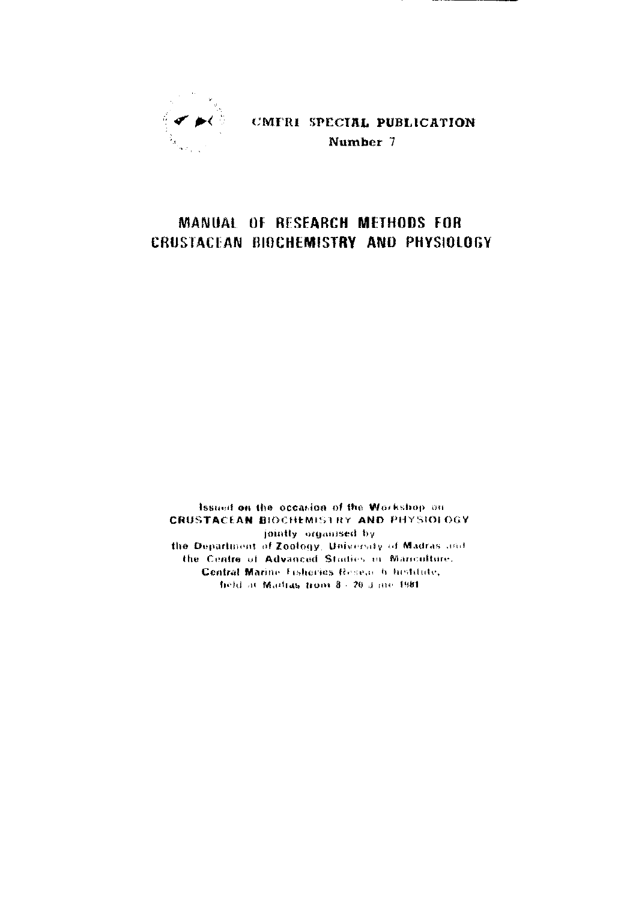CMFRI SPECIAL PUBLICATION

Number 7

# MANUAL OF RESEARCH METHODS FOR CRUSTACEAN BIOCHEMISTRY AND PHYSIOLOGY

Issued on the occasion of the Workshop on
**CRUSTACEAN BIOCHEMISTRY AND PHYSIOLOGY**
jointly organised by
the Department of Zoology, University of Madras and
the Centre of Advanced Studies in Mariculture,
Central Marine Fisheries Research Institute,
held at Madras from 8 - 20 June 1981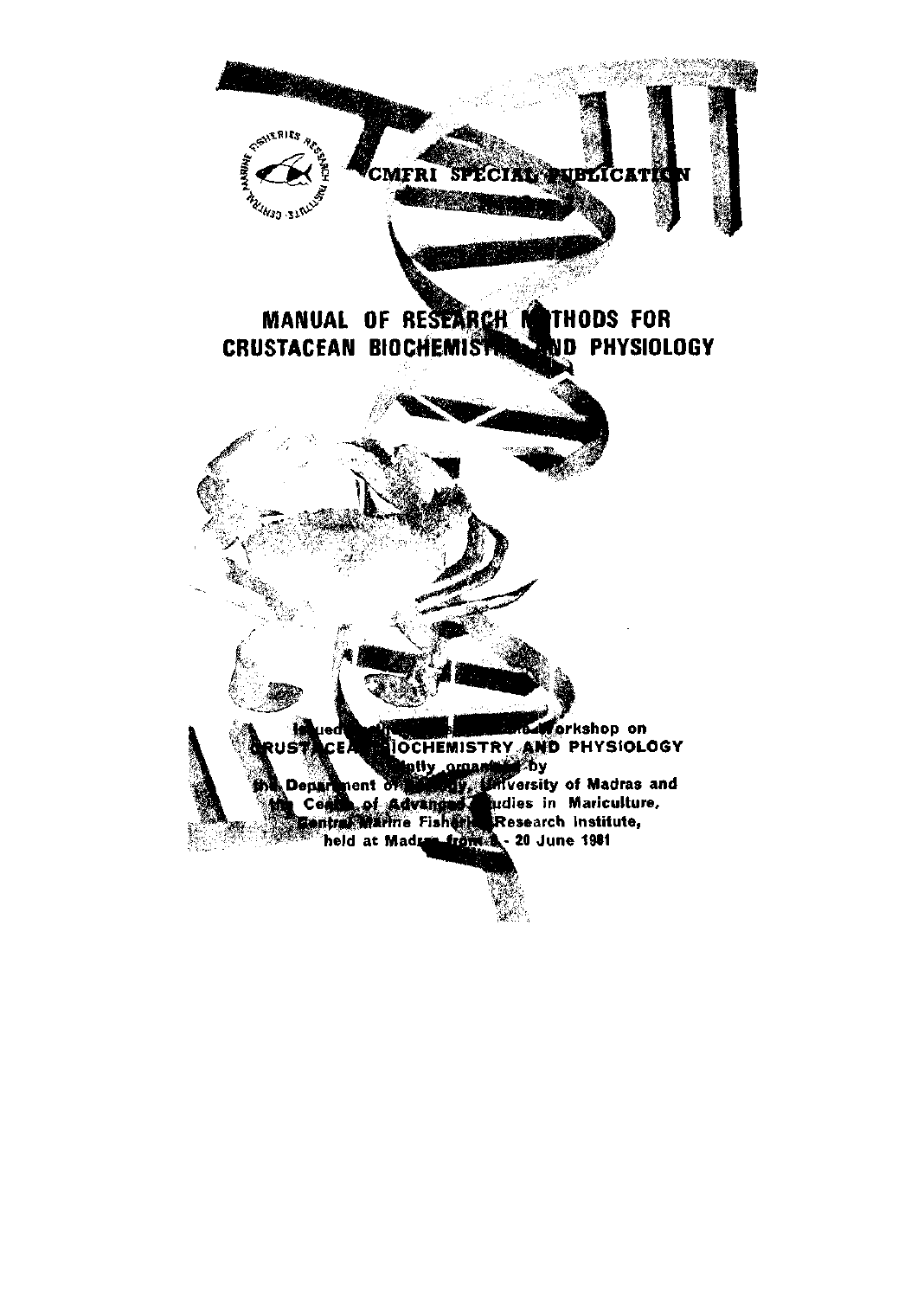CMFRI SPECIAL PUBLICATION

# MANUAL OF RESEARCH METHODS FOR CRUSTACEAN BIOCHEMISTRY AND PHYSIOLOGY

Issued on the occasion of the Workshop on CRUSTACEAN BIOCHEMISTRY AND PHYSIOLOGY jointly organised by the Department of Zoology, University of Madras and the Centre of Advanced Studies in Mariculture, Central Marine Fisheries Research Institute, held at Madras from 8 - 20 June 1981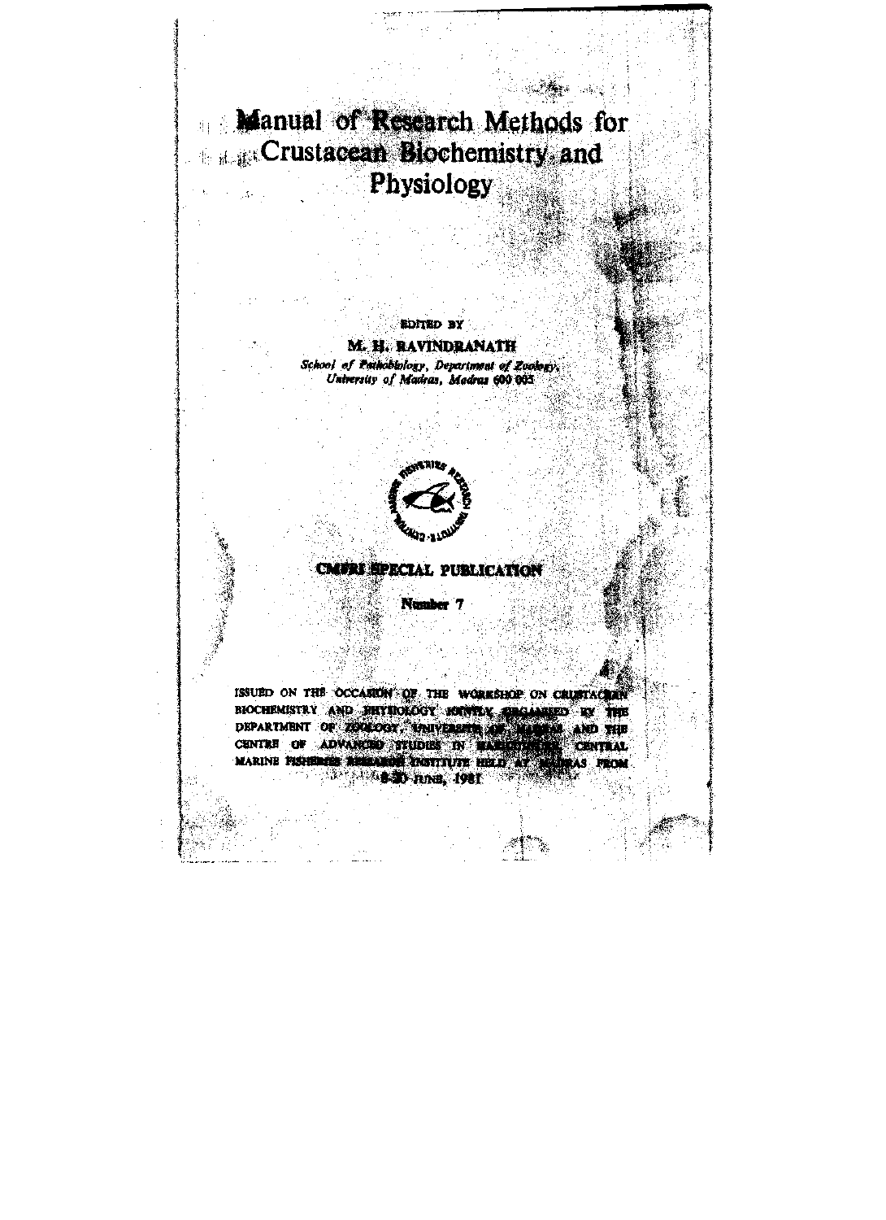# Manual of Research Methods for Crustacean Biochemistry and Physiology

EDITED BY

**M. H. RAVINDRANATH**

*School of Pathobiology, Department of Zoology, University of Madras, Madras 600 005*

**CMFRI SPECIAL PUBLICATION**

**Number 7**

ISSUED ON THE OCCASION OF THE WORKSHOP ON CRUSTACEAN BIOCHEMISTRY AND PHYSIOLOGY JOINTLY ORGANISED BY THE DEPARTMENT OF ZOOLOGY, UNIVERSITY OF MADRAS AND THE CENTRE OF ADVANCED STUDIES IN MARICULTURE, CENTRAL MARINE FISHERIES RESEARCH INSTITUTE HELD AT MADRAS FROM 8-20 JUNE, 1981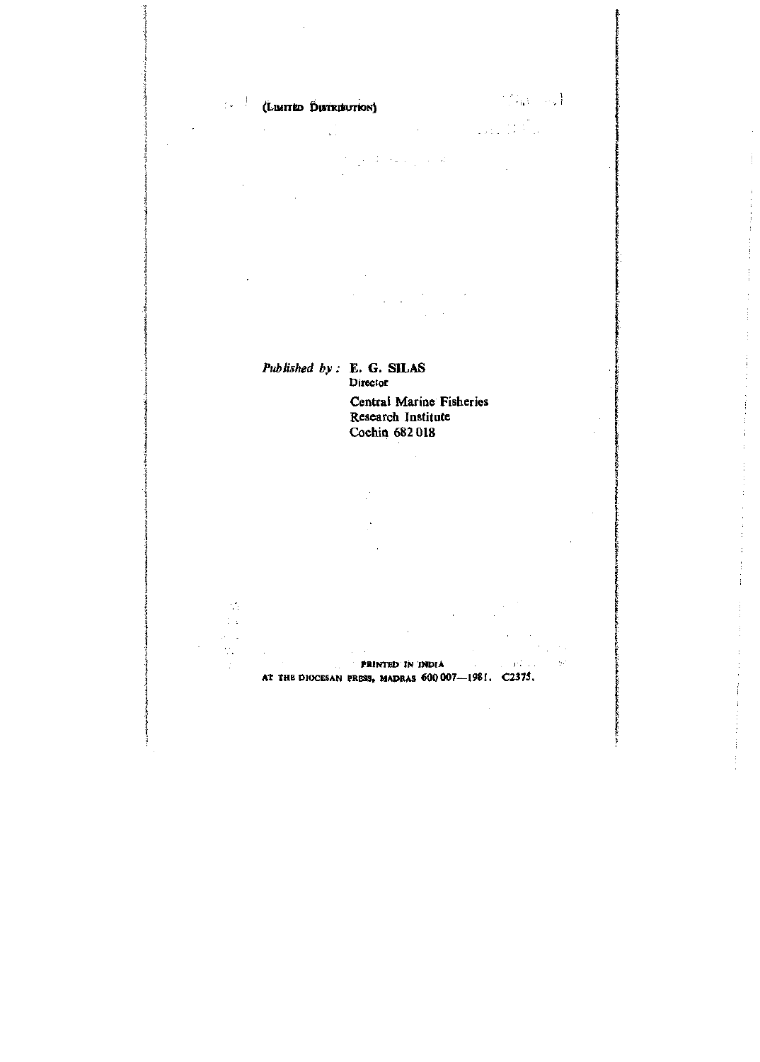(LIMITED DISTRIBUTION)

*Published by :* **E. G. SILAS**
Director

Central Marine Fisheries
Research Institute
Cochin 682 018

PRINTED IN INDIA
AT THE DIOCESAN PRESS, MADRAS 600 007—1981. C2375.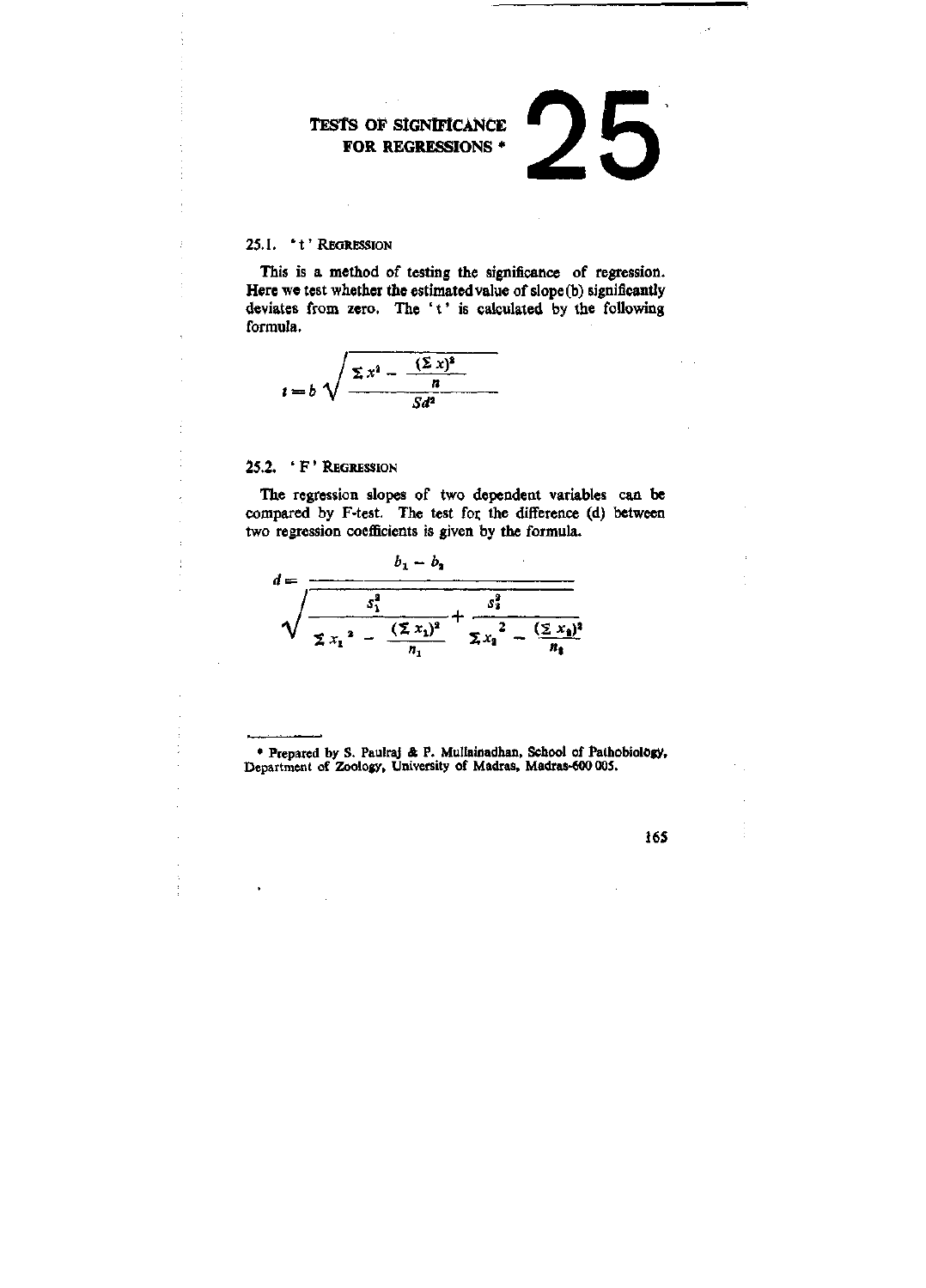# 25 TESTS OF SIGNIFICANCE FOR REGRESSIONS *

## 25.1. 't' Regression

This is a method of testing the significance of regression. Here we test whether the estimated value of slope (b) significantly deviates from zero. The 't' is calculated by the following formula.

$$t = b\sqrt{\frac{\Sigma x^2 - \frac{(\Sigma x)^2}{n}}{Sd^2}}$$

## 25.2. 'F' Regression

The regression slopes of two dependent variables can be compared by F-test. The test for the difference (d) between two regression coefficients is given by the formula.

$$d = \frac{b_1 - b_2}{\sqrt{\frac{s_1^2}{\Sigma x_1{}^2 - \frac{(\Sigma x_1)^2}{n_1}} + \frac{s_2^2}{\Sigma x_2{}^2 - \frac{(\Sigma x_2)^2}{n_2}}}}$$

---

* Prepared by S. Paulraj & P. Mullainadhan, School of Pathobiology, Department of Zoology, University of Madras, Madras-600 005.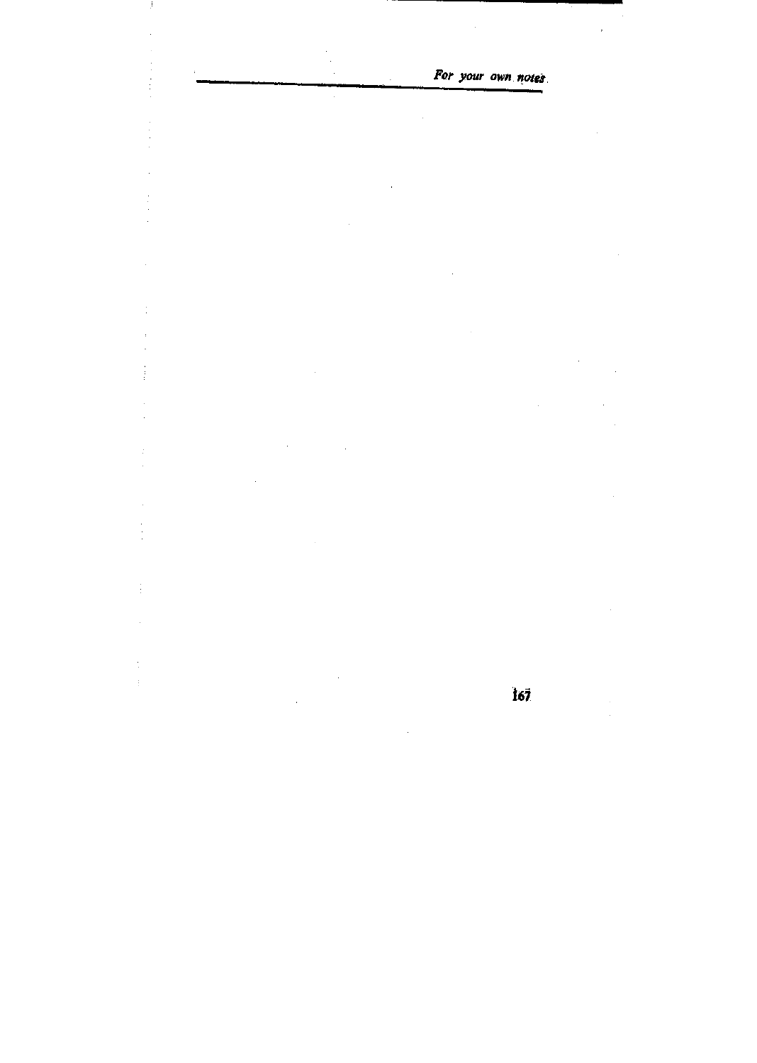*For your own notes*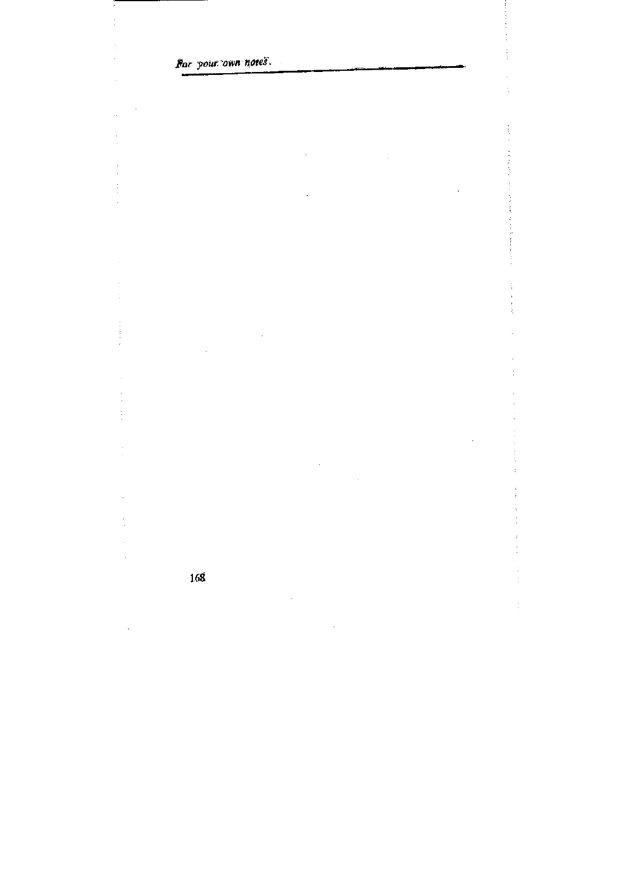*For your own notes.*